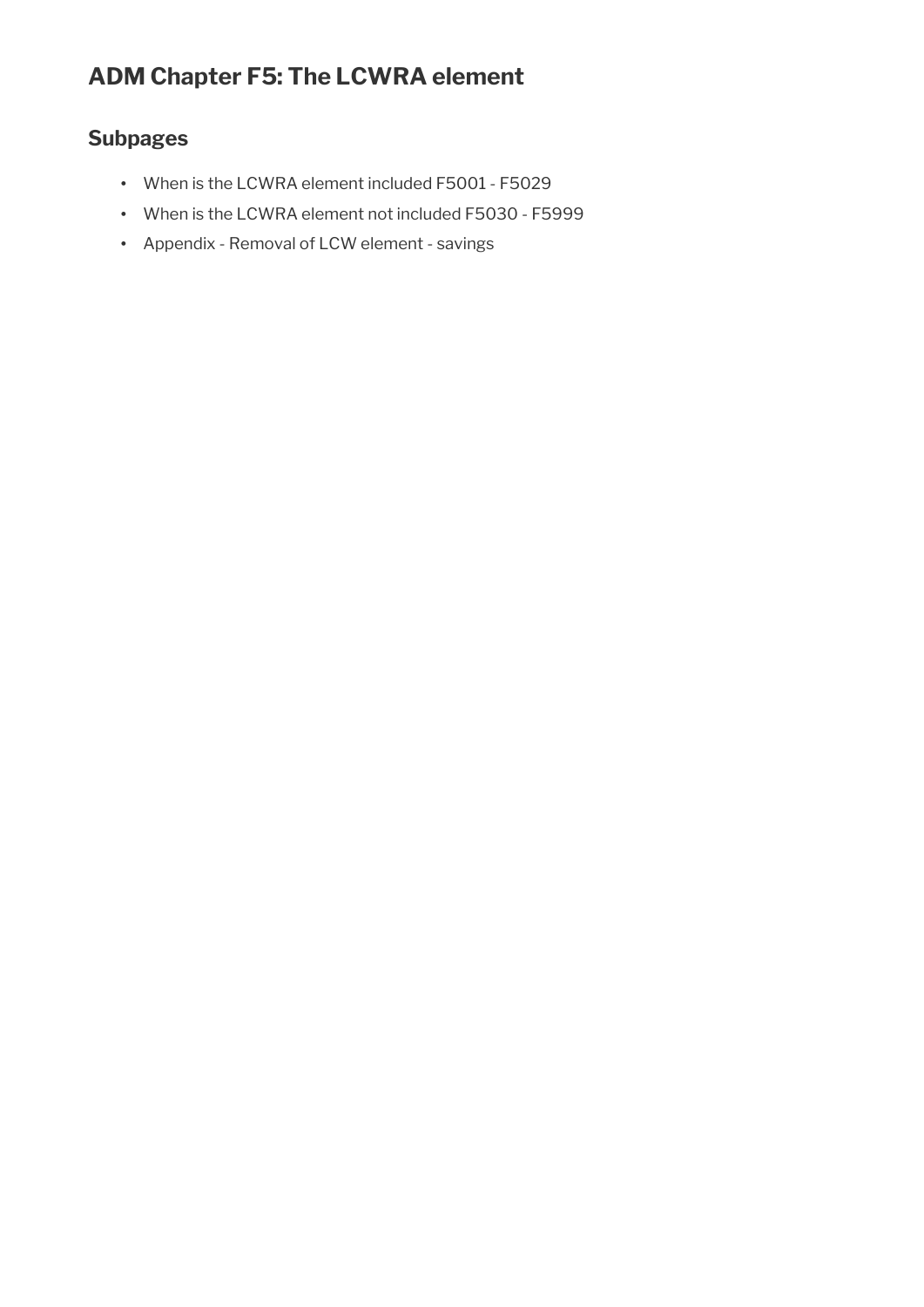# ADM Chapter F5: The LCWRA element

## Subpages

- When is the LCWRA element included F5001 - F5029
- When is the LCWRA element not included F5030 - F5999
- Appendix - Removal of LCW element - savings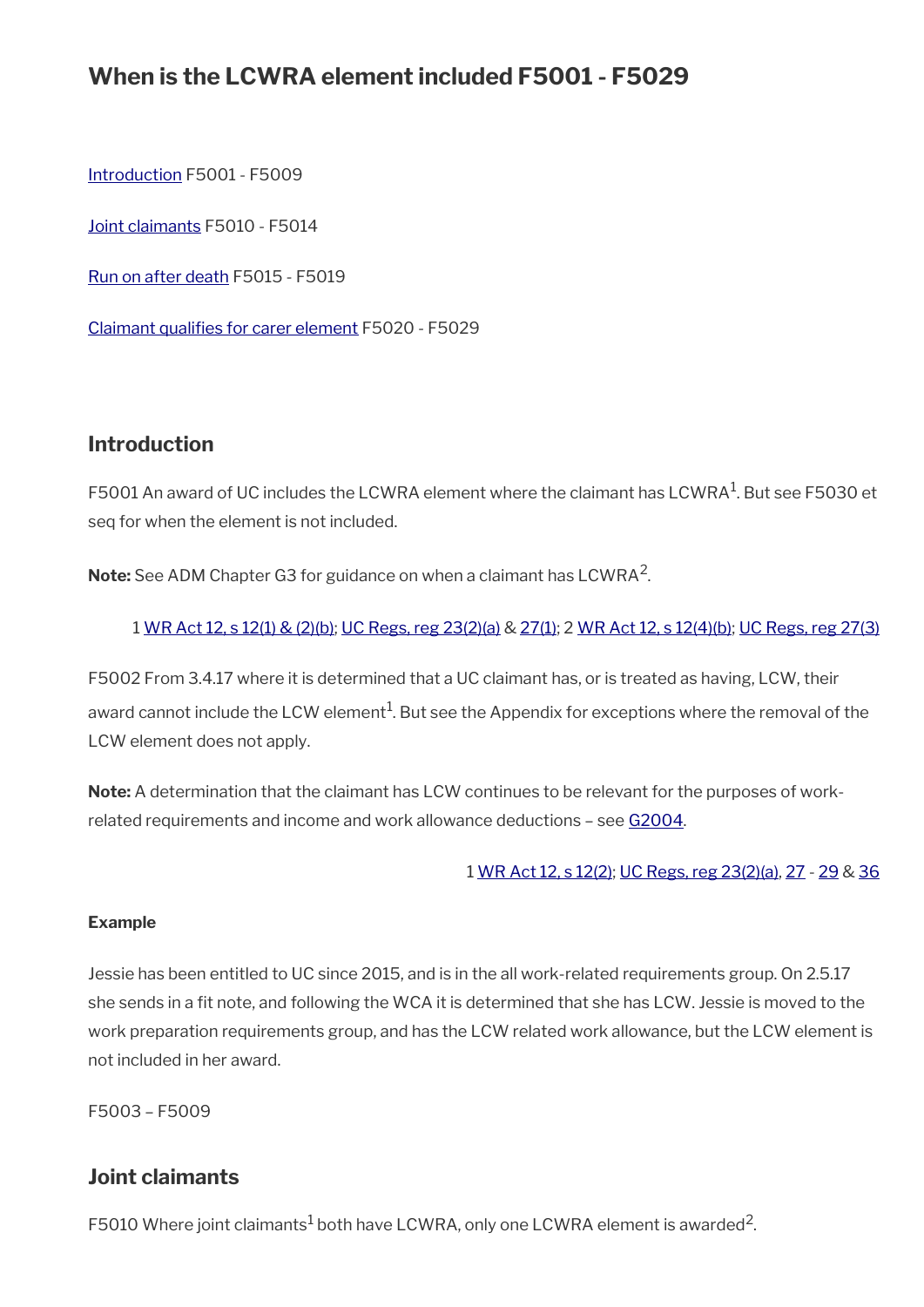# When is the LCWRA element included F5001 - F5029

[Introduction](#) F5001 - F5009

[Joint claimants](#) F5010 - F5014

[Run on after death](#) F5015 - F5019

[Claimant qualifies for carer element](#) F5020 - F5029

## Introduction

F5001 An award of UC includes the LCWRA element where the claimant has LCWRA[1]. But see F5030 et seq for when the element is not included.

**Note:** See ADM Chapter G3 for guidance on when a claimant has LCWRA[2].

1 WR Act 12, s 12(1) & (2)(b); UC Regs, reg 23(2)(a) & 27(1); 2 WR Act 12, s 12(4)(b); UC Regs, reg 27(3)

F5002 From 3.4.17 where it is determined that a UC claimant has, or is treated as having, LCW, their award cannot include the LCW element[1]. But see the Appendix for exceptions where the removal of the LCW element does not apply.

**Note:** A determination that the claimant has LCW continues to be relevant for the purposes of work-related requirements and income and work allowance deductions – see G2004.

1 WR Act 12, s 12(2); UC Regs, reg 23(2)(a), 27 - 29 & 36

**Example**

Jessie has been entitled to UC since 2015, and is in the all work-related requirements group. On 2.5.17 she sends in a fit note, and following the WCA it is determined that she has LCW. Jessie is moved to the work preparation requirements group, and has the LCW related work allowance, but the LCW element is not included in her award.

F5003 – F5009

## Joint claimants

F5010 Where joint claimants[1] both have LCWRA, only one LCWRA element is awarded[2].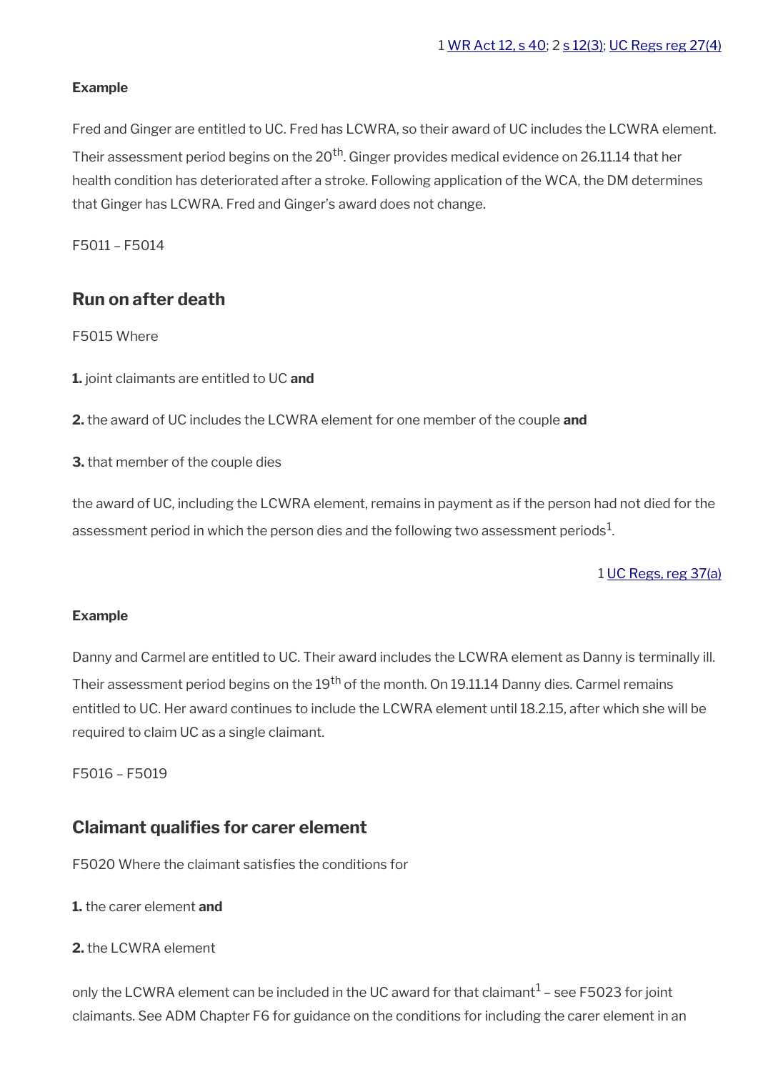1 WR Act 12, s 40; 2 s 12(3); UC Regs reg 27(4)

**Example**

Fred and Ginger are entitled to UC. Fred has LCWRA, so their award of UC includes the LCWRA element. Their assessment period begins on the 20th. Ginger provides medical evidence on 26.11.14 that her health condition has deteriorated after a stroke. Following application of the WCA, the DM determines that Ginger has LCWRA. Fred and Ginger's award does not change.

F5011 – F5014

## Run on after death

F5015 Where

**1.** joint claimants are entitled to UC **and**

**2.** the award of UC includes the LCWRA element for one member of the couple **and**

**3.** that member of the couple dies

the award of UC, including the LCWRA element, remains in payment as if the person had not died for the assessment period in which the person dies and the following two assessment periods[1].

1 UC Regs, reg 37(a)

**Example**

Danny and Carmel are entitled to UC. Their award includes the LCWRA element as Danny is terminally ill. Their assessment period begins on the 19th of the month. On 19.11.14 Danny dies. Carmel remains entitled to UC. Her award continues to include the LCWRA element until 18.2.15, after which she will be required to claim UC as a single claimant.

F5016 – F5019

## Claimant qualifies for carer element

F5020 Where the claimant satisfies the conditions for

**1.** the carer element **and**

**2.** the LCWRA element

only the LCWRA element can be included in the UC award for that claimant[1] – see F5023 for joint claimants. See ADM Chapter F6 for guidance on the conditions for including the carer element in an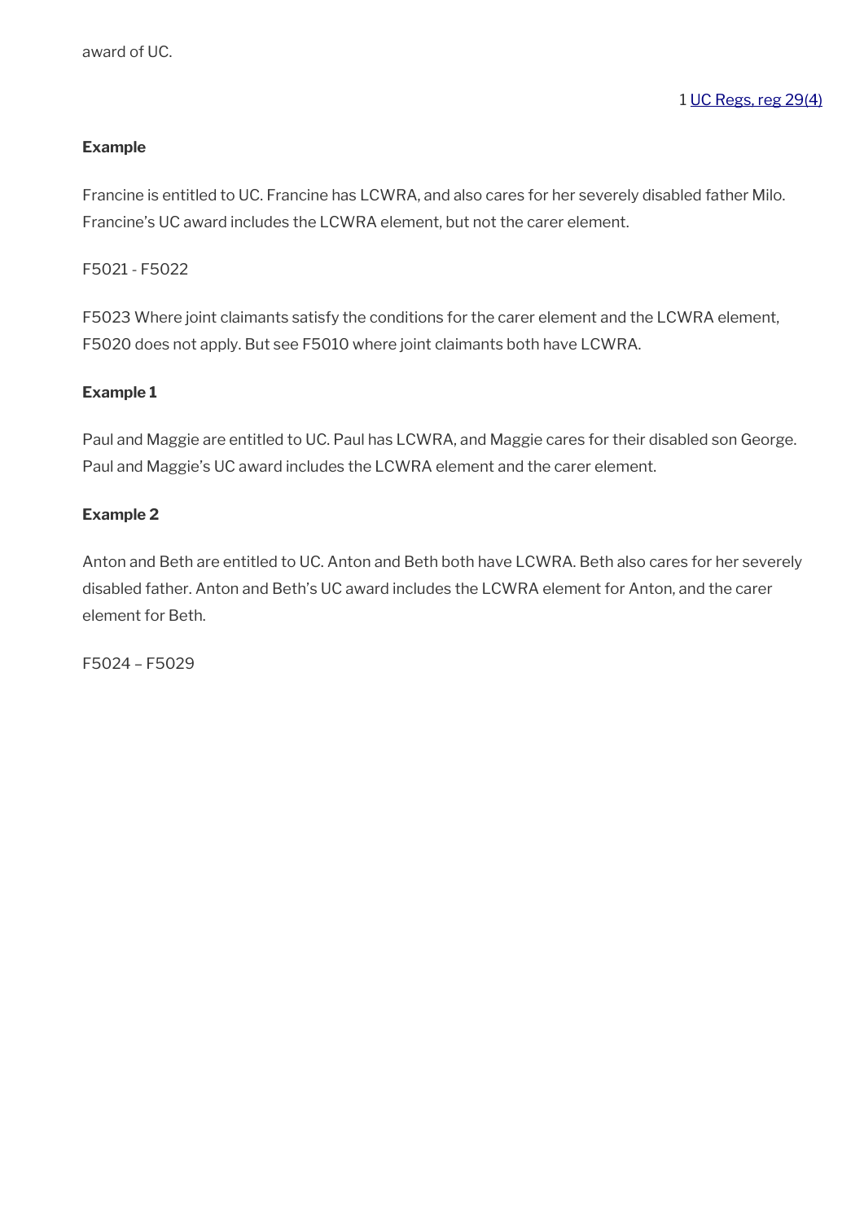award of UC.

1 UC Regs, reg 29(4)

**Example**

Francine is entitled to UC. Francine has LCWRA, and also cares for her severely disabled father Milo. Francine's UC award includes the LCWRA element, but not the carer element.

F5021 - F5022

F5023 Where joint claimants satisfy the conditions for the carer element and the LCWRA element, F5020 does not apply. But see F5010 where joint claimants both have LCWRA.

**Example 1**

Paul and Maggie are entitled to UC. Paul has LCWRA, and Maggie cares for their disabled son George. Paul and Maggie's UC award includes the LCWRA element and the carer element.

**Example 2**

Anton and Beth are entitled to UC. Anton and Beth both have LCWRA. Beth also cares for her severely disabled father. Anton and Beth's UC award includes the LCWRA element for Anton, and the carer element for Beth.

F5024 – F5029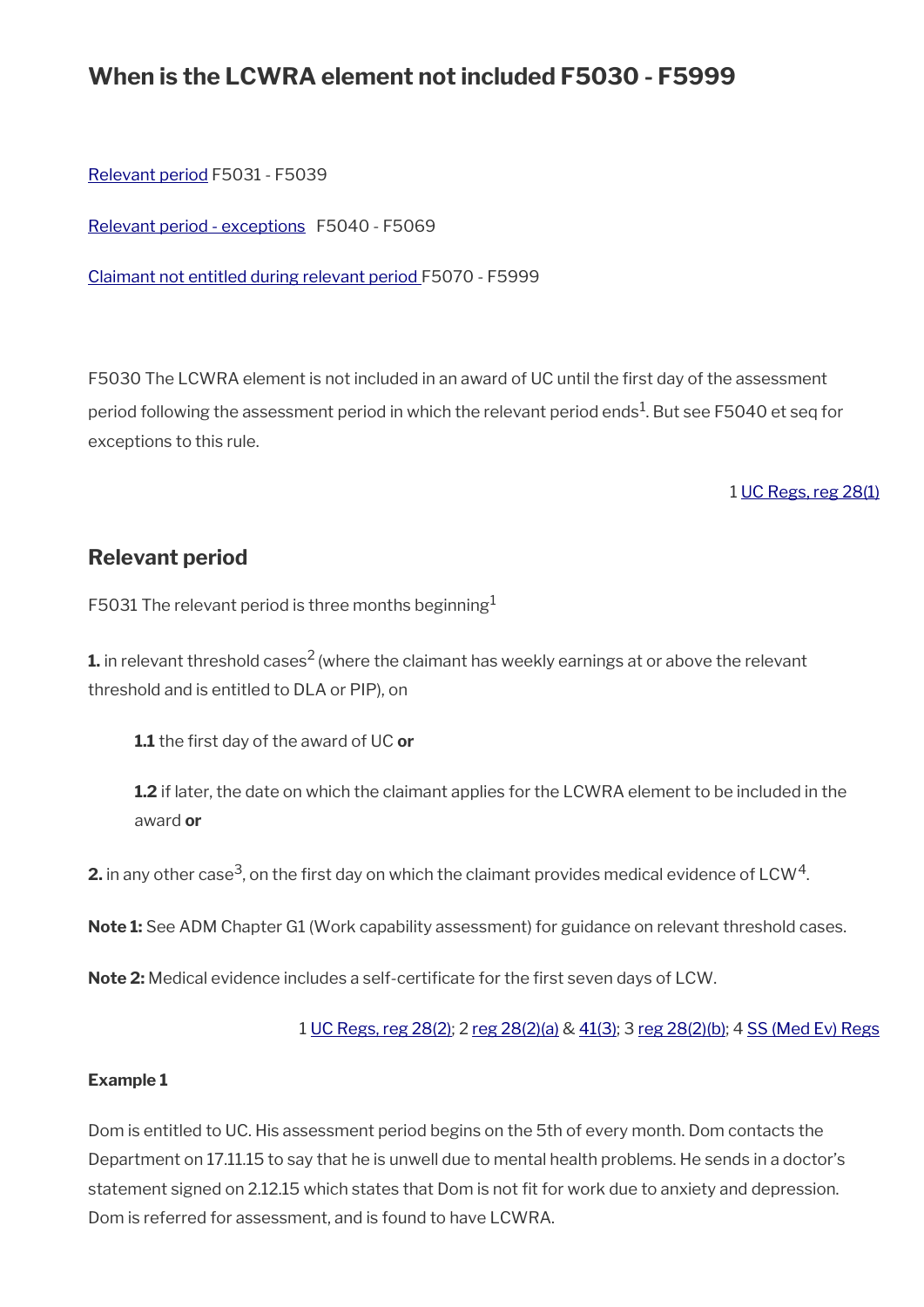# When is the LCWRA element not included F5030 - F5999

Relevant period F5031 - F5039

Relevant period - exceptions F5040 - F5069

Claimant not entitled during relevant period F5070 - F5999

F5030 The LCWRA element is not included in an award of UC until the first day of the assessment period following the assessment period in which the relevant period ends[1]. But see F5040 et seq for exceptions to this rule.

1 UC Regs, reg 28(1)

## Relevant period

F5031 The relevant period is three months beginning[1]

**1.** in relevant threshold cases[2] (where the claimant has weekly earnings at or above the relevant threshold and is entitled to DLA or PIP), on

> **1.1** the first day of the award of UC **or**
>
> **1.2** if later, the date on which the claimant applies for the LCWRA element to be included in the award **or**

**2.** in any other case[3], on the first day on which the claimant provides medical evidence of LCW[4].

**Note 1:** See ADM Chapter G1 (Work capability assessment) for guidance on relevant threshold cases.

**Note 2:** Medical evidence includes a self-certificate for the first seven days of LCW.

1 UC Regs, reg 28(2); 2 reg 28(2)(a) & 41(3); 3 reg 28(2)(b); 4 SS (Med Ev) Regs

#### Example 1

Dom is entitled to UC. His assessment period begins on the 5th of every month. Dom contacts the Department on 17.11.15 to say that he is unwell due to mental health problems. He sends in a doctor's statement signed on 2.12.15 which states that Dom is not fit for work due to anxiety and depression. Dom is referred for assessment, and is found to have LCWRA.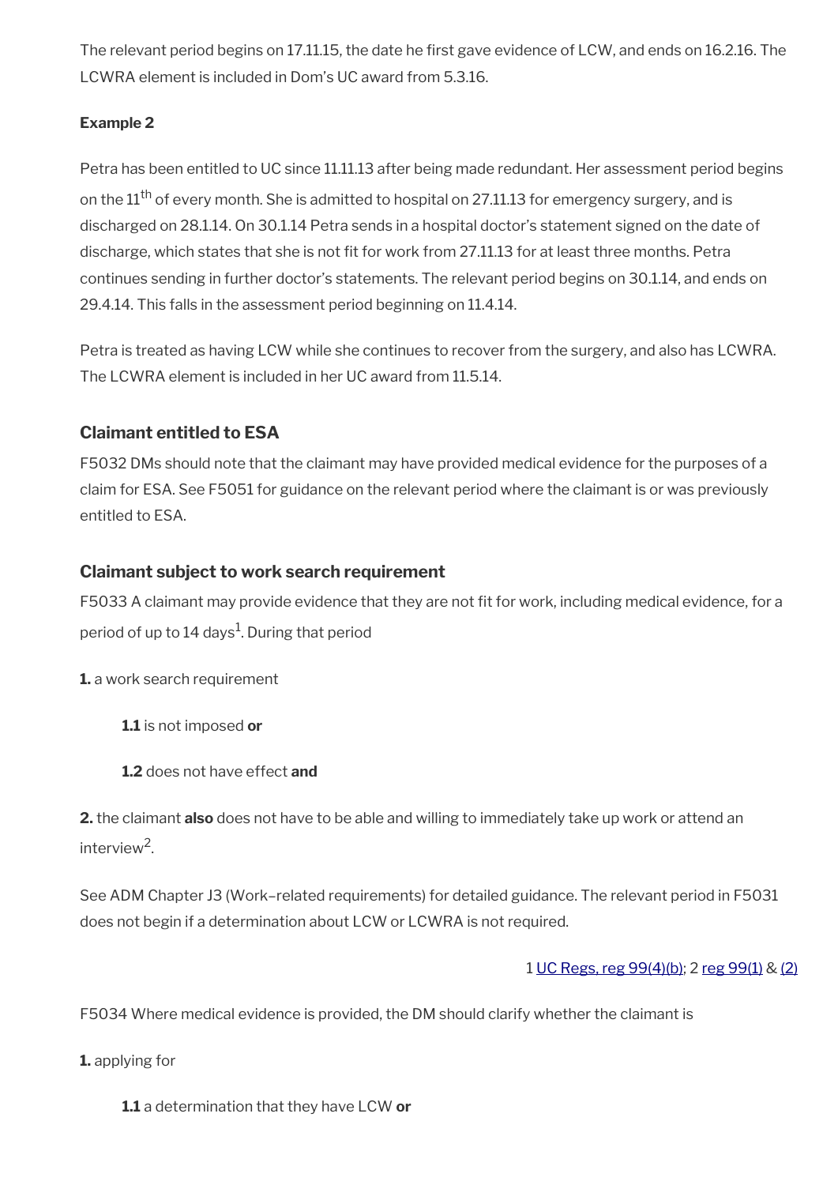The relevant period begins on 17.11.15, the date he first gave evidence of LCW, and ends on 16.2.16. The LCWRA element is included in Dom's UC award from 5.3.16.

**Example 2**

Petra has been entitled to UC since 11.11.13 after being made redundant. Her assessment period begins on the 11th of every month. She is admitted to hospital on 27.11.13 for emergency surgery, and is discharged on 28.1.14. On 30.1.14 Petra sends in a hospital doctor's statement signed on the date of discharge, which states that she is not fit for work from 27.11.13 for at least three months. Petra continues sending in further doctor's statements. The relevant period begins on 30.1.14, and ends on 29.4.14. This falls in the assessment period beginning on 11.4.14.

Petra is treated as having LCW while she continues to recover from the surgery, and also has LCWRA. The LCWRA element is included in her UC award from 11.5.14.

### Claimant entitled to ESA

F5032 DMs should note that the claimant may have provided medical evidence for the purposes of a claim for ESA. See F5051 for guidance on the relevant period where the claimant is or was previously entitled to ESA.

### Claimant subject to work search requirement

F5033 A claimant may provide evidence that they are not fit for work, including medical evidence, for a period of up to 14 days[1]. During that period

**1.** a work search requirement

**1.1** is not imposed **or**

**1.2** does not have effect **and**

**2.** the claimant **also** does not have to be able and willing to immediately take up work or attend an interview[2].

See ADM Chapter J3 (Work–related requirements) for detailed guidance. The relevant period in F5031 does not begin if a determination about LCW or LCWRA is not required.

1 UC Regs, reg 99(4)(b); 2 reg 99(1) & (2)

F5034 Where medical evidence is provided, the DM should clarify whether the claimant is

**1.** applying for

**1.1** a determination that they have LCW **or**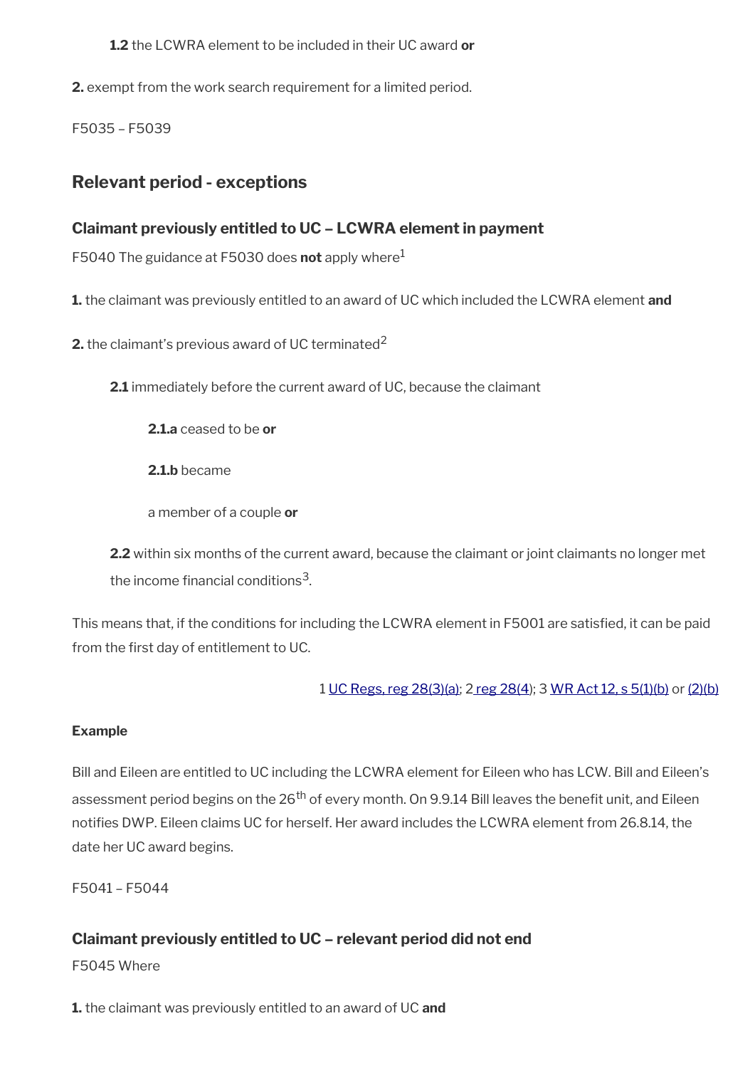**1.2** the LCWRA element to be included in their UC award **or**

**2.** exempt from the work search requirement for a limited period.

F5035 – F5039

## Relevant period - exceptions

### Claimant previously entitled to UC – LCWRA element in payment

F5040 The guidance at F5030 does **not** apply where[1]

**1.** the claimant was previously entitled to an award of UC which included the LCWRA element **and**

**2.** the claimant's previous award of UC terminated[2]

**2.1** immediately before the current award of UC, because the claimant

**2.1.a** ceased to be **or**

**2.1.b** became

a member of a couple **or**

**2.2** within six months of the current award, because the claimant or joint claimants no longer met the income financial conditions[3].

This means that, if the conditions for including the LCWRA element in F5001 are satisfied, it can be paid from the first day of entitlement to UC.

1 UC Regs, reg 28(3)(a); 2 reg 28(4); 3 WR Act 12, s 5(1)(b) or (2)(b)

**Example**

Bill and Eileen are entitled to UC including the LCWRA element for Eileen who has LCW. Bill and Eileen's assessment period begins on the 26th of every month. On 9.9.14 Bill leaves the benefit unit, and Eileen notifies DWP. Eileen claims UC for herself. Her award includes the LCWRA element from 26.8.14, the date her UC award begins.

F5041 – F5044

### Claimant previously entitled to UC – relevant period did not end

F5045 Where

**1.** the claimant was previously entitled to an award of UC **and**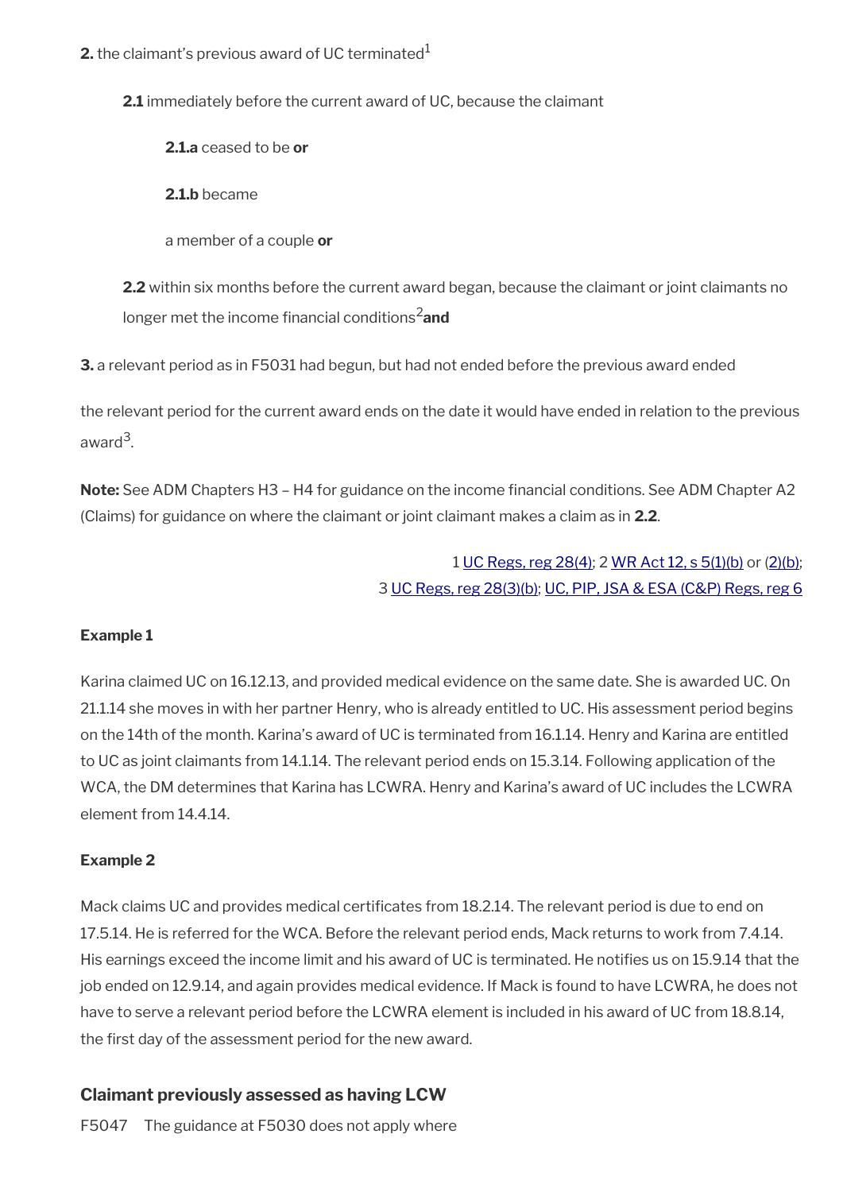**2.** the claimant's previous award of UC terminated[1]

> **2.1** immediately before the current award of UC, because the claimant
>
> > **2.1.a** ceased to be **or**
> >
> > **2.1.b** became
> >
> > a member of a couple **or**
>
> **2.2** within six months before the current award began, because the claimant or joint claimants no longer met the income financial conditions[2] **and**

**3.** a relevant period as in F5031 had begun, but had not ended before the previous award ended

the relevant period for the current award ends on the date it would have ended in relation to the previous award[3].

**Note:** See ADM Chapters H3 – H4 for guidance on the income financial conditions. See ADM Chapter A2 (Claims) for guidance on where the claimant or joint claimant makes a claim as in **2.2**.

1 UC Regs, reg 28(4); 2 WR Act 12, s 5(1)(b) or (2)(b);
3 UC Regs, reg 28(3)(b); UC, PIP, JSA & ESA (C&P) Regs, reg 6

#### Example 1

Karina claimed UC on 16.12.13, and provided medical evidence on the same date. She is awarded UC. On 21.1.14 she moves in with her partner Henry, who is already entitled to UC. His assessment period begins on the 14th of the month. Karina's award of UC is terminated from 16.1.14. Henry and Karina are entitled to UC as joint claimants from 14.1.14. The relevant period ends on 15.3.14. Following application of the WCA, the DM determines that Karina has LCWRA. Henry and Karina's award of UC includes the LCWRA element from 14.4.14.

#### Example 2

Mack claims UC and provides medical certificates from 18.2.14. The relevant period is due to end on 17.5.14. He is referred for the WCA. Before the relevant period ends, Mack returns to work from 7.4.14. His earnings exceed the income limit and his award of UC is terminated. He notifies us on 15.9.14 that the job ended on 12.9.14, and again provides medical evidence. If Mack is found to have LCWRA, he does not have to serve a relevant period before the LCWRA element is included in his award of UC from 18.8.14, the first day of the assessment period for the new award.

### Claimant previously assessed as having LCW

F5047 The guidance at F5030 does not apply where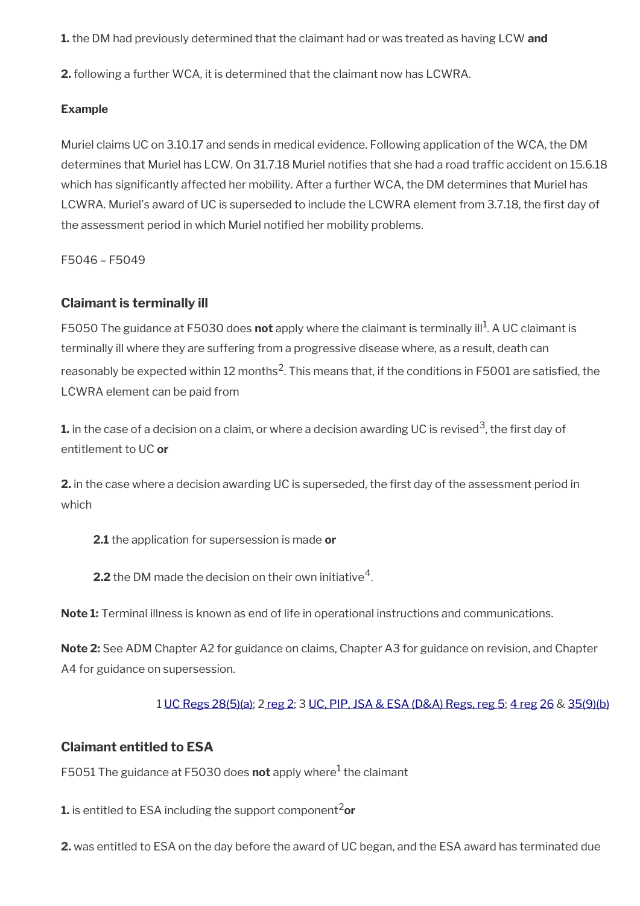**1.** the DM had previously determined that the claimant had or was treated as having LCW **and**

**2.** following a further WCA, it is determined that the claimant now has LCWRA.

**Example**

Muriel claims UC on 3.10.17 and sends in medical evidence. Following application of the WCA, the DM determines that Muriel has LCW. On 31.7.18 Muriel notifies that she had a road traffic accident on 15.6.18 which has significantly affected her mobility. After a further WCA, the DM determines that Muriel has LCWRA. Muriel's award of UC is superseded to include the LCWRA element from 3.7.18, the first day of the assessment period in which Muriel notified her mobility problems.

F5046 – F5049

### Claimant is terminally ill

F5050 The guidance at F5030 does **not** apply where the claimant is terminally ill[1]. A UC claimant is terminally ill where they are suffering from a progressive disease where, as a result, death can reasonably be expected within 12 months[2]. This means that, if the conditions in F5001 are satisfied, the LCWRA element can be paid from

**1.** in the case of a decision on a claim, or where a decision awarding UC is revised[3], the first day of entitlement to UC **or**

**2.** in the case where a decision awarding UC is superseded, the first day of the assessment period in which

> **2.1** the application for supersession is made **or**
>
> **2.2** the DM made the decision on their own initiative[4].

**Note 1:** Terminal illness is known as end of life in operational instructions and communications.

**Note 2:** See ADM Chapter A2 for guidance on claims, Chapter A3 for guidance on revision, and Chapter A4 for guidance on supersession.

1 UC Regs 28(5)(a); 2 reg 2; 3 UC, PIP, JSA & ESA (D&A) Regs, reg 5; 4 reg 26 & 35(9)(b)

### Claimant entitled to ESA

F5051 The guidance at F5030 does **not** apply where[1] the claimant

**1.** is entitled to ESA including the support component[2] **or**

**2.** was entitled to ESA on the day before the award of UC began, and the ESA award has terminated due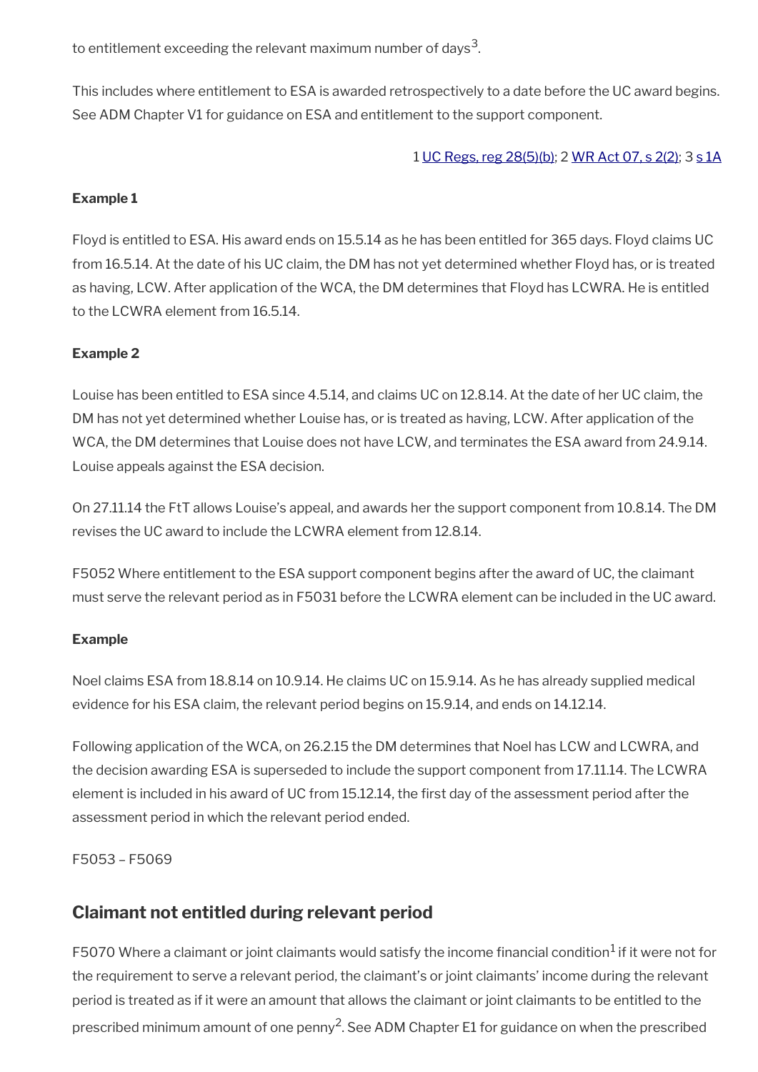to entitlement exceeding the relevant maximum number of days[3].

This includes where entitlement to ESA is awarded retrospectively to a date before the UC award begins. See ADM Chapter V1 for guidance on ESA and entitlement to the support component.

1 UC Regs, reg 28(5)(b); 2 WR Act 07, s 2(2); 3 s 1A

**Example 1**

Floyd is entitled to ESA. His award ends on 15.5.14 as he has been entitled for 365 days. Floyd claims UC from 16.5.14. At the date of his UC claim, the DM has not yet determined whether Floyd has, or is treated as having, LCW. After application of the WCA, the DM determines that Floyd has LCWRA. He is entitled to the LCWRA element from 16.5.14.

**Example 2**

Louise has been entitled to ESA since 4.5.14, and claims UC on 12.8.14. At the date of her UC claim, the DM has not yet determined whether Louise has, or is treated as having, LCW. After application of the WCA, the DM determines that Louise does not have LCW, and terminates the ESA award from 24.9.14. Louise appeals against the ESA decision.

On 27.11.14 the FtT allows Louise's appeal, and awards her the support component from 10.8.14. The DM revises the UC award to include the LCWRA element from 12.8.14.

F5052 Where entitlement to the ESA support component begins after the award of UC, the claimant must serve the relevant period as in F5031 before the LCWRA element can be included in the UC award.

**Example**

Noel claims ESA from 18.8.14 on 10.9.14. He claims UC on 15.9.14. As he has already supplied medical evidence for his ESA claim, the relevant period begins on 15.9.14, and ends on 14.12.14.

Following application of the WCA, on 26.2.15 the DM determines that Noel has LCW and LCWRA, and the decision awarding ESA is superseded to include the support component from 17.11.14. The LCWRA element is included in his award of UC from 15.12.14, the first day of the assessment period after the assessment period in which the relevant period ended.

F5053 – F5069

## Claimant not entitled during relevant period

F5070 Where a claimant or joint claimants would satisfy the income financial condition[1] if it were not for the requirement to serve a relevant period, the claimant's or joint claimants' income during the relevant period is treated as if it were an amount that allows the claimant or joint claimants to be entitled to the prescribed minimum amount of one penny[2]. See ADM Chapter E1 for guidance on when the prescribed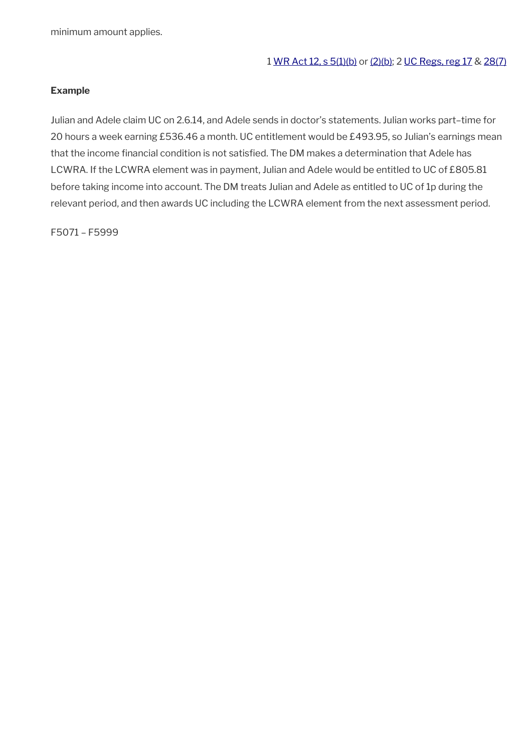minimum amount applies.

1 WR Act 12, s 5(1)(b) or (2)(b); 2 UC Regs, reg 17 & 28(7)

**Example**

Julian and Adele claim UC on 2.6.14, and Adele sends in doctor's statements. Julian works part–time for 20 hours a week earning £536.46 a month. UC entitlement would be £493.95, so Julian's earnings mean that the income financial condition is not satisfied. The DM makes a determination that Adele has LCWRA. If the LCWRA element was in payment, Julian and Adele would be entitled to UC of £805.81 before taking income into account. The DM treats Julian and Adele as entitled to UC of 1p during the relevant period, and then awards UC including the LCWRA element from the next assessment period.

F5071 – F5999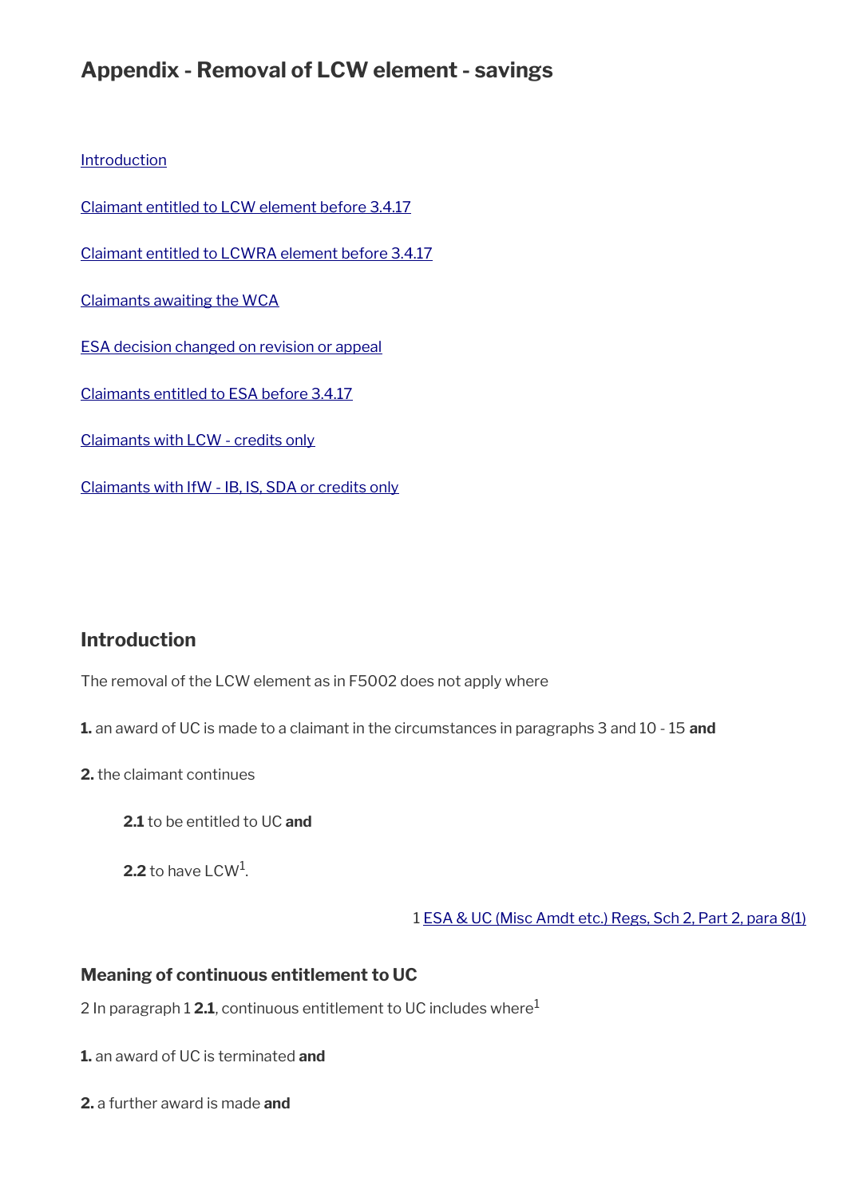# Appendix - Removal of LCW element - savings

[Introduction](#)

[Claimant entitled to LCW element before 3.4.17](#)

[Claimant entitled to LCWRA element before 3.4.17](#)

[Claimants awaiting the WCA](#)

[ESA decision changed on revision or appeal](#)

[Claimants entitled to ESA before 3.4.17](#)

[Claimants with LCW - credits only](#)

[Claimants with IfW - IB, IS, SDA or credits only](#)

## Introduction

The removal of the LCW element as in F5002 does not apply where

**1.** an award of UC is made to a claimant in the circumstances in paragraphs 3 and 10 - 15 **and**

**2.** the claimant continues

> **2.1** to be entitled to UC **and**
>
> **2.2** to have LCW[1].

1 ESA & UC (Misc Amdt etc.) Regs, Sch 2, Part 2, para 8(1)

### Meaning of continuous entitlement to UC

2 In paragraph 1 **2.1**, continuous entitlement to UC includes where[1]

**1.** an award of UC is terminated **and**

**2.** a further award is made **and**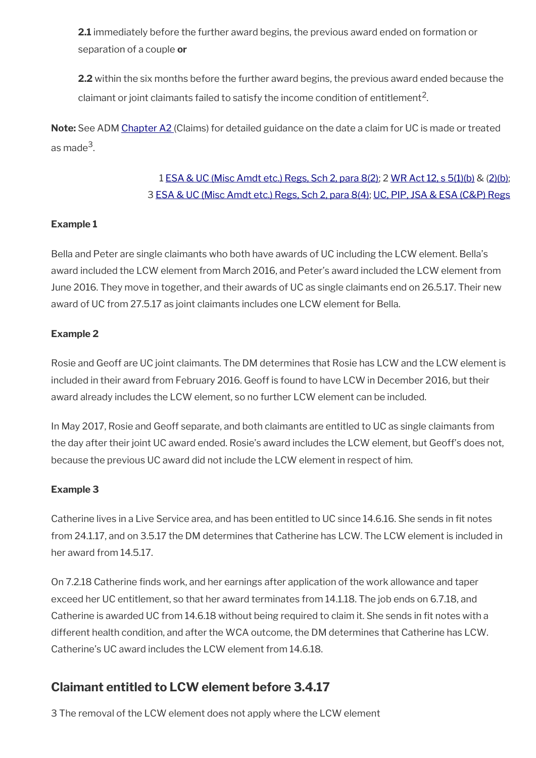**2.1** immediately before the further award begins, the previous award ended on formation or separation of a couple **or**

**2.2** within the six months before the further award begins, the previous award ended because the claimant or joint claimants failed to satisfy the income condition of entitlement[2].

**Note:** See ADM Chapter A2 (Claims) for detailed guidance on the date a claim for UC is made or treated as made[3].

1 ESA & UC (Misc Amdt etc.) Regs, Sch 2, para 8(2); 2 WR Act 12, s 5(1)(b) & (2)(b); 3 ESA & UC (Misc Amdt etc.) Regs, Sch 2, para 8(4); UC, PIP, JSA & ESA (C&P) Regs

**Example 1**

Bella and Peter are single claimants who both have awards of UC including the LCW element. Bella's award included the LCW element from March 2016, and Peter's award included the LCW element from June 2016. They move in together, and their awards of UC as single claimants end on 26.5.17. Their new award of UC from 27.5.17 as joint claimants includes one LCW element for Bella.

**Example 2**

Rosie and Geoff are UC joint claimants. The DM determines that Rosie has LCW and the LCW element is included in their award from February 2016. Geoff is found to have LCW in December 2016, but their award already includes the LCW element, so no further LCW element can be included.

In May 2017, Rosie and Geoff separate, and both claimants are entitled to UC as single claimants from the day after their joint UC award ended. Rosie's award includes the LCW element, but Geoff's does not, because the previous UC award did not include the LCW element in respect of him.

**Example 3**

Catherine lives in a Live Service area, and has been entitled to UC since 14.6.16. She sends in fit notes from 24.1.17, and on 3.5.17 the DM determines that Catherine has LCW. The LCW element is included in her award from 14.5.17.

On 7.2.18 Catherine finds work, and her earnings after application of the work allowance and taper exceed her UC entitlement, so that her award terminates from 14.1.18. The job ends on 6.7.18, and Catherine is awarded UC from 14.6.18 without being required to claim it. She sends in fit notes with a different health condition, and after the WCA outcome, the DM determines that Catherine has LCW. Catherine's UC award includes the LCW element from 14.6.18.

## Claimant entitled to LCW element before 3.4.17

3 The removal of the LCW element does not apply where the LCW element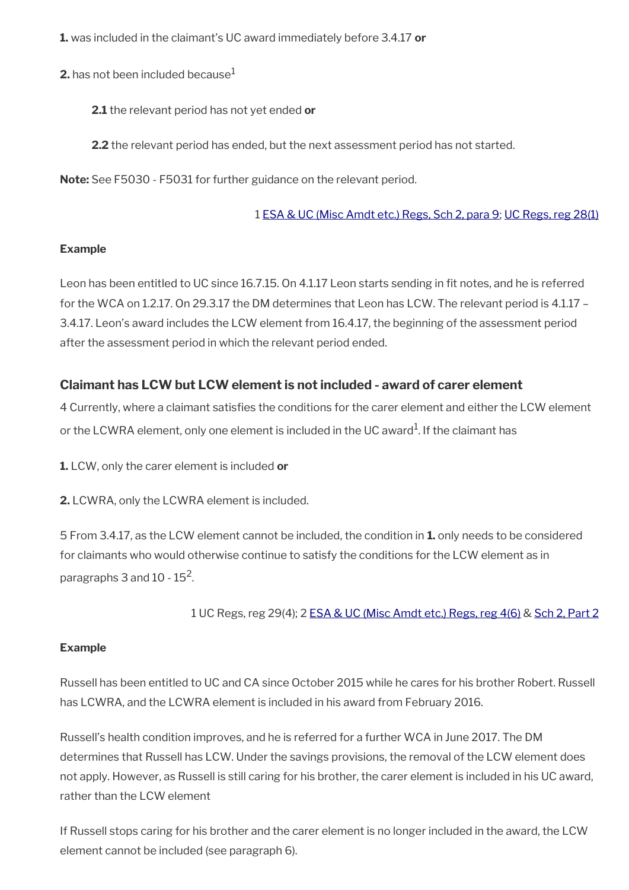**1.** was included in the claimant's UC award immediately before 3.4.17 **or**

**2.** has not been included because[1]

> **2.1** the relevant period has not yet ended **or**
>
> **2.2** the relevant period has ended, but the next assessment period has not started.

**Note:** See F5030 - F5031 for further guidance on the relevant period.

1 ESA & UC (Misc Amdt etc.) Regs, Sch 2, para 9; UC Regs, reg 28(1)

**Example**

Leon has been entitled to UC since 16.7.15. On 4.1.17 Leon starts sending in fit notes, and he is referred for the WCA on 1.2.17. On 29.3.17 the DM determines that Leon has LCW. The relevant period is 4.1.17 – 3.4.17. Leon's award includes the LCW element from 16.4.17, the beginning of the assessment period after the assessment period in which the relevant period ended.

### Claimant has LCW but LCW element is not included - award of carer element

4 Currently, where a claimant satisfies the conditions for the carer element and either the LCW element or the LCWRA element, only one element is included in the UC award[1]. If the claimant has

**1.** LCW, only the carer element is included **or**

**2.** LCWRA, only the LCWRA element is included.

5 From 3.4.17, as the LCW element cannot be included, the condition in **1.** only needs to be considered for claimants who would otherwise continue to satisfy the conditions for the LCW element as in paragraphs 3 and 10 - 15[2].

1 UC Regs, reg 29(4); 2 ESA & UC (Misc Amdt etc.) Regs, reg 4(6) & Sch 2, Part 2

**Example**

Russell has been entitled to UC and CA since October 2015 while he cares for his brother Robert. Russell has LCWRA, and the LCWRA element is included in his award from February 2016.

Russell's health condition improves, and he is referred for a further WCA in June 2017. The DM determines that Russell has LCW. Under the savings provisions, the removal of the LCW element does not apply. However, as Russell is still caring for his brother, the carer element is included in his UC award, rather than the LCW element

If Russell stops caring for his brother and the carer element is no longer included in the award, the LCW element cannot be included (see paragraph 6).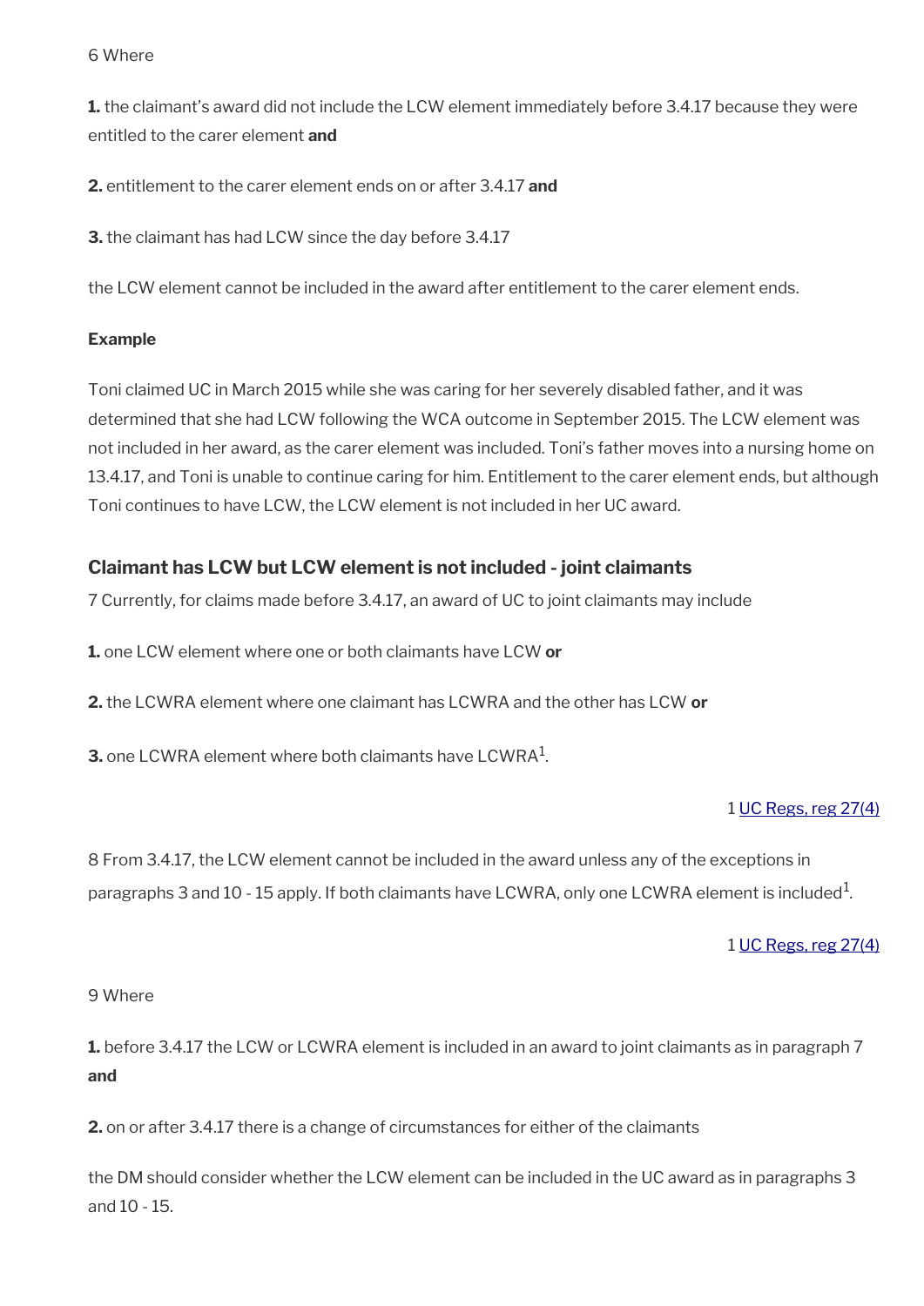6 Where

**1.** the claimant's award did not include the LCW element immediately before 3.4.17 because they were entitled to the carer element **and**

**2.** entitlement to the carer element ends on or after 3.4.17 **and**

**3.** the claimant has had LCW since the day before 3.4.17

the LCW element cannot be included in the award after entitlement to the carer element ends.

**Example**

Toni claimed UC in March 2015 while she was caring for her severely disabled father, and it was determined that she had LCW following the WCA outcome in September 2015. The LCW element was not included in her award, as the carer element was included. Toni's father moves into a nursing home on 13.4.17, and Toni is unable to continue caring for him. Entitlement to the carer element ends, but although Toni continues to have LCW, the LCW element is not included in her UC award.

### Claimant has LCW but LCW element is not included - joint claimants

7 Currently, for claims made before 3.4.17, an award of UC to joint claimants may include

**1.** one LCW element where one or both claimants have LCW **or**

**2.** the LCWRA element where one claimant has LCWRA and the other has LCW **or**

**3.** one LCWRA element where both claimants have LCWRA[1].

1 [UC Regs, reg 27(4)]

8 From 3.4.17, the LCW element cannot be included in the award unless any of the exceptions in paragraphs 3 and 10 - 15 apply. If both claimants have LCWRA, only one LCWRA element is included[1].

1 [UC Regs, reg 27(4)]

9 Where

**1.** before 3.4.17 the LCW or LCWRA element is included in an award to joint claimants as in paragraph 7 **and**

**2.** on or after 3.4.17 there is a change of circumstances for either of the claimants

the DM should consider whether the LCW element can be included in the UC award as in paragraphs 3 and 10 - 15.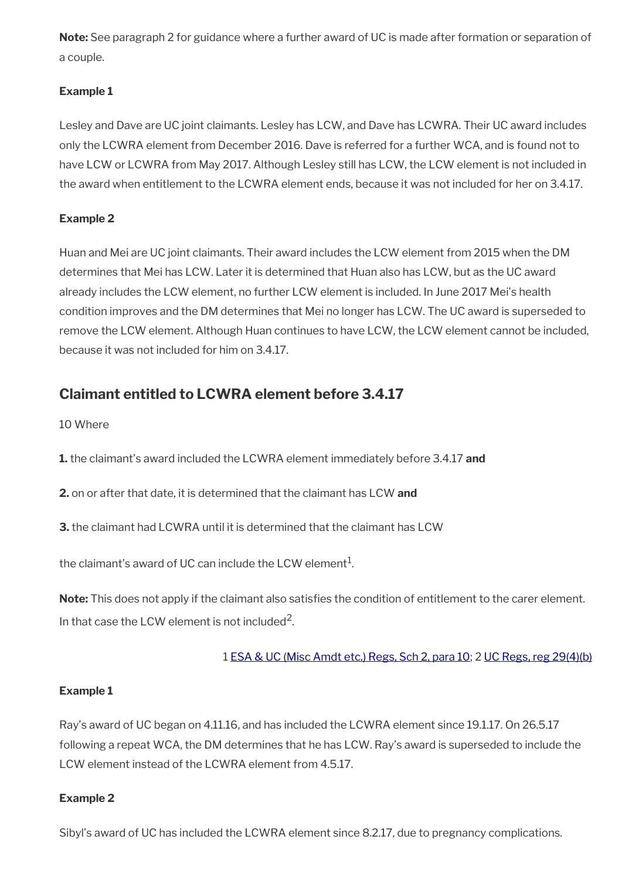**Note:** See paragraph 2 for guidance where a further award of UC is made after formation or separation of a couple.

**Example 1**

Lesley and Dave are UC joint claimants. Lesley has LCW, and Dave has LCWRA. Their UC award includes only the LCWRA element from December 2016. Dave is referred for a further WCA, and is found not to have LCW or LCWRA from May 2017. Although Lesley still has LCW, the LCW element is not included in the award when entitlement to the LCWRA element ends, because it was not included for her on 3.4.17.

**Example 2**

Huan and Mei are UC joint claimants. Their award includes the LCW element from 2015 when the DM determines that Mei has LCW. Later it is determined that Huan also has LCW, but as the UC award already includes the LCW element, no further LCW element is included. In June 2017 Mei's health condition improves and the DM determines that Mei no longer has LCW. The UC award is superseded to remove the LCW element. Although Huan continues to have LCW, the LCW element cannot be included, because it was not included for him on 3.4.17.

## Claimant entitled to LCWRA element before 3.4.17

10 Where

**1.** the claimant's award included the LCWRA element immediately before 3.4.17 **and**

**2.** on or after that date, it is determined that the claimant has LCW **and**

**3.** the claimant had LCWRA until it is determined that the claimant has LCW

the claimant's award of UC can include the LCW element[1].

**Note:** This does not apply if the claimant also satisfies the condition of entitlement to the carer element. In that case the LCW element is not included[2].

1 ESA & UC (Misc Amdt etc.) Regs, Sch 2, para 10; 2 UC Regs, reg 29(4)(b)

**Example 1**

Ray's award of UC began on 4.11.16, and has included the LCWRA element since 19.1.17. On 26.5.17 following a repeat WCA, the DM determines that he has LCW. Ray's award is superseded to include the LCW element instead of the LCWRA element from 4.5.17.

**Example 2**

Sibyl's award of UC has included the LCWRA element since 8.2.17, due to pregnancy complications.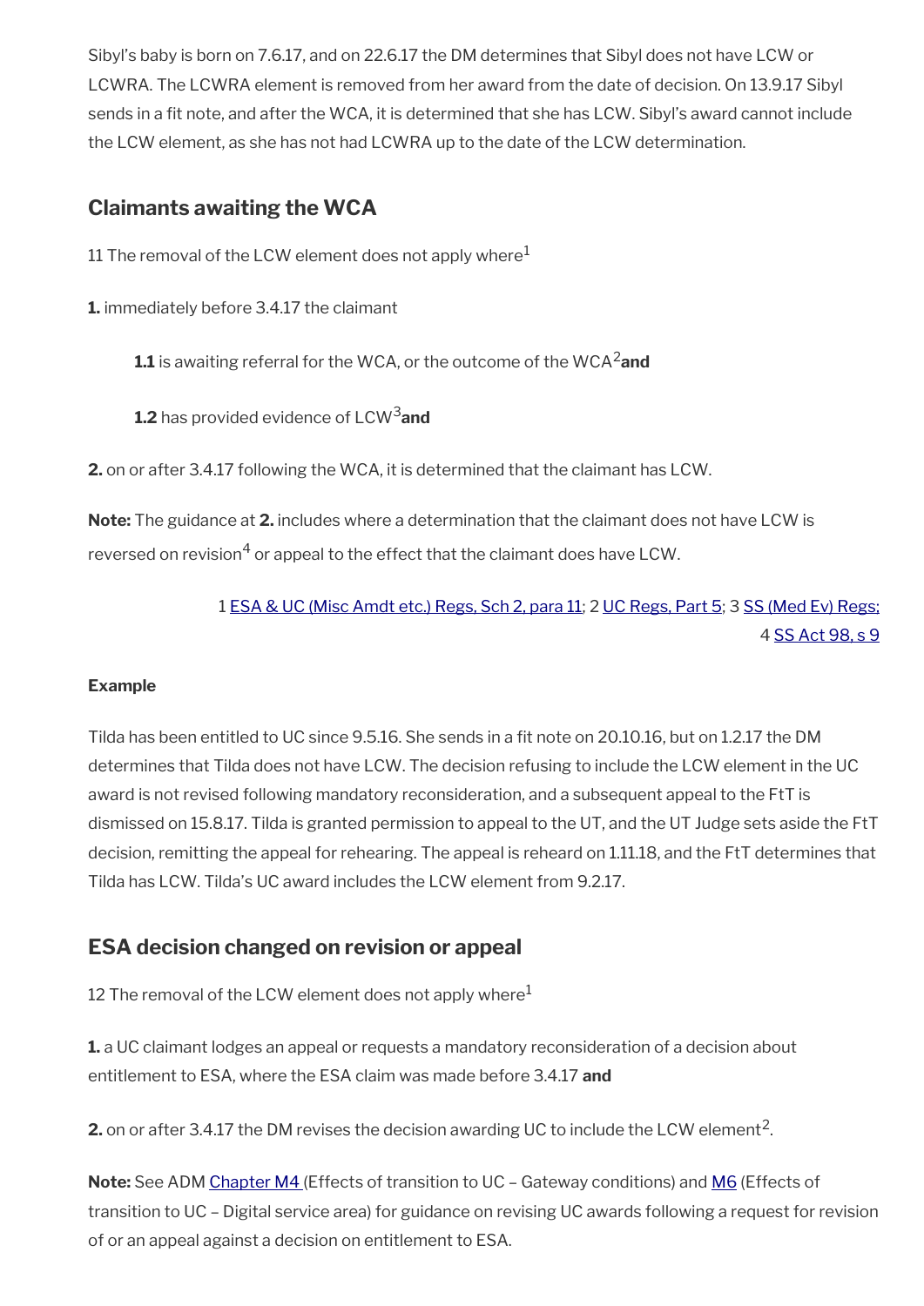Sibyl's baby is born on 7.6.17, and on 22.6.17 the DM determines that Sibyl does not have LCW or LCWRA. The LCWRA element is removed from her award from the date of decision. On 13.9.17 Sibyl sends in a fit note, and after the WCA, it is determined that she has LCW. Sibyl's award cannot include the LCW element, as she has not had LCWRA up to the date of the LCW determination.

## Claimants awaiting the WCA

11 The removal of the LCW element does not apply where[1]

**1.** immediately before 3.4.17 the claimant

> **1.1** is awaiting referral for the WCA, or the outcome of the WCA[2] **and**
>
> **1.2** has provided evidence of LCW[3] **and**

**2.** on or after 3.4.17 following the WCA, it is determined that the claimant has LCW.

**Note:** The guidance at **2.** includes where a determination that the claimant does not have LCW is reversed on revision[4] or appeal to the effect that the claimant does have LCW.

1 ESA & UC (Misc Amdt etc.) Regs, Sch 2, para 11; 2 UC Regs, Part 5; 3 SS (Med Ev) Regs; 4 SS Act 98, s 9

#### Example

Tilda has been entitled to UC since 9.5.16. She sends in a fit note on 20.10.16, but on 1.2.17 the DM determines that Tilda does not have LCW. The decision refusing to include the LCW element in the UC award is not revised following mandatory reconsideration, and a subsequent appeal to the FtT is dismissed on 15.8.17. Tilda is granted permission to appeal to the UT, and the UT Judge sets aside the FtT decision, remitting the appeal for rehearing. The appeal is reheard on 1.11.18, and the FtT determines that Tilda has LCW. Tilda's UC award includes the LCW element from 9.2.17.

## ESA decision changed on revision or appeal

12 The removal of the LCW element does not apply where[1]

**1.** a UC claimant lodges an appeal or requests a mandatory reconsideration of a decision about entitlement to ESA, where the ESA claim was made before 3.4.17 **and**

**2.** on or after 3.4.17 the DM revises the decision awarding UC to include the LCW element[2].

**Note:** See ADM Chapter M4 (Effects of transition to UC – Gateway conditions) and M6 (Effects of transition to UC – Digital service area) for guidance on revising UC awards following a request for revision of or an appeal against a decision on entitlement to ESA.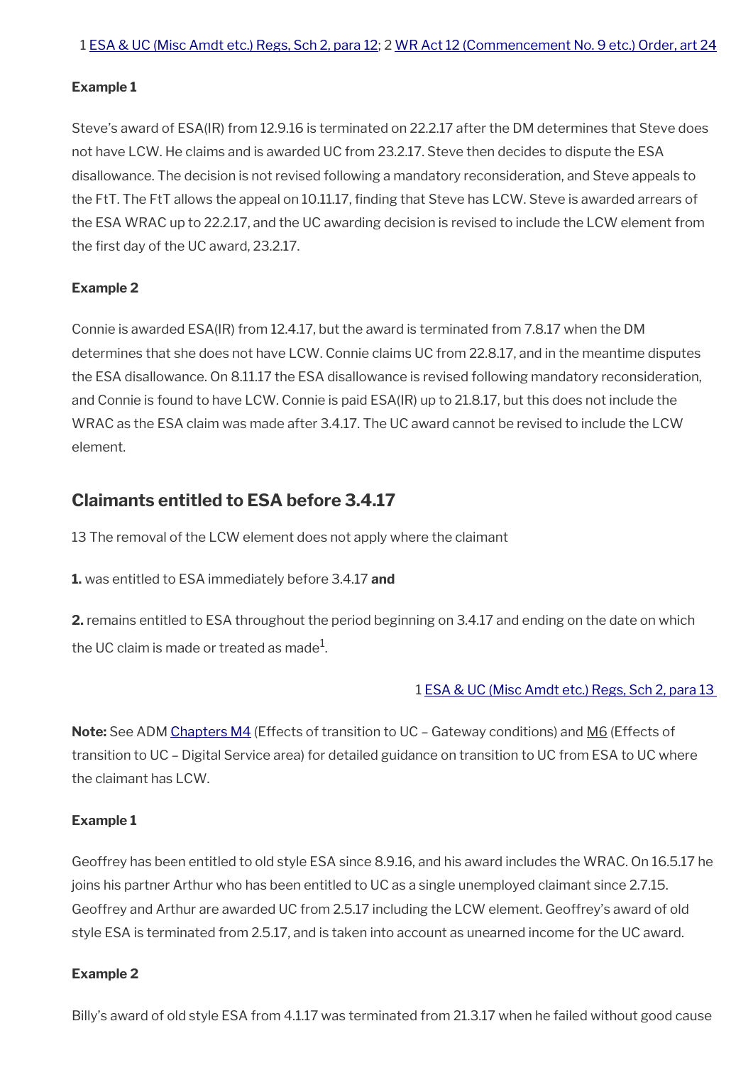1 [ESA & UC (Misc Amdt etc.) Regs, Sch 2, para 12]; 2 [WR Act 12 (Commencement No. 9 etc.) Order, art 24]

**Example 1**

Steve's award of ESA(IR) from 12.9.16 is terminated on 22.2.17 after the DM determines that Steve does not have LCW. He claims and is awarded UC from 23.2.17. Steve then decides to dispute the ESA disallowance. The decision is not revised following a mandatory reconsideration, and Steve appeals to the FtT. The FtT allows the appeal on 10.11.17, finding that Steve has LCW. Steve is awarded arrears of the ESA WRAC up to 22.2.17, and the UC awarding decision is revised to include the LCW element from the first day of the UC award, 23.2.17.

**Example 2**

Connie is awarded ESA(IR) from 12.4.17, but the award is terminated from 7.8.17 when the DM determines that she does not have LCW. Connie claims UC from 22.8.17, and in the meantime disputes the ESA disallowance. On 8.11.17 the ESA disallowance is revised following mandatory reconsideration, and Connie is found to have LCW. Connie is paid ESA(IR) up to 21.8.17, but this does not include the WRAC as the ESA claim was made after 3.4.17. The UC award cannot be revised to include the LCW element.

## Claimants entitled to ESA before 3.4.17

13 The removal of the LCW element does not apply where the claimant

**1.** was entitled to ESA immediately before 3.4.17 **and**

**2.** remains entitled to ESA throughout the period beginning on 3.4.17 and ending on the date on which the UC claim is made or treated as made[1].

1 [ESA & UC (Misc Amdt etc.) Regs, Sch 2, para 13]

**Note:** See ADM [Chapters M4] (Effects of transition to UC – Gateway conditions) and [M6] (Effects of transition to UC – Digital Service area) for detailed guidance on transition to UC from ESA to UC where the claimant has LCW.

**Example 1**

Geoffrey has been entitled to old style ESA since 8.9.16, and his award includes the WRAC. On 16.5.17 he joins his partner Arthur who has been entitled to UC as a single unemployed claimant since 2.7.15. Geoffrey and Arthur are awarded UC from 2.5.17 including the LCW element. Geoffrey's award of old style ESA is terminated from 2.5.17, and is taken into account as unearned income for the UC award.

**Example 2**

Billy's award of old style ESA from 4.1.17 was terminated from 21.3.17 when he failed without good cause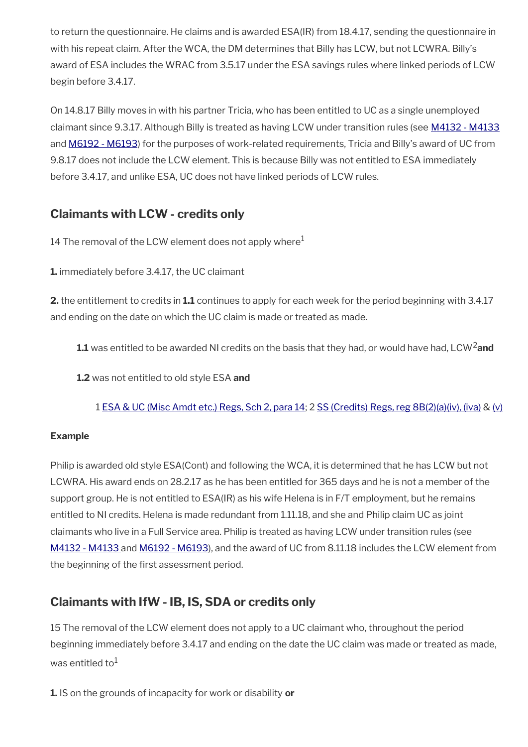to return the questionnaire. He claims and is awarded ESA(IR) from 18.4.17, sending the questionnaire in with his repeat claim. After the WCA, the DM determines that Billy has LCW, but not LCWRA. Billy's award of ESA includes the WRAC from 3.5.17 under the ESA savings rules where linked periods of LCW begin before 3.4.17.

On 14.8.17 Billy moves in with his partner Tricia, who has been entitled to UC as a single unemployed claimant since 9.3.17. Although Billy is treated as having LCW under transition rules (see M4132 - M4133 and M6192 - M6193) for the purposes of work-related requirements, Tricia and Billy's award of UC from 9.8.17 does not include the LCW element. This is because Billy was not entitled to ESA immediately before 3.4.17, and unlike ESA, UC does not have linked periods of LCW rules.

## Claimants with LCW - credits only

14 The removal of the LCW element does not apply where[1]

**1.** immediately before 3.4.17, the UC claimant

**2.** the entitlement to credits in **1.1** continues to apply for each week for the period beginning with 3.4.17 and ending on the date on which the UC claim is made or treated as made.

> **1.1** was entitled to be awarded NI credits on the basis that they had, or would have had, LCW[2] **and**
>
> **1.2** was not entitled to old style ESA **and**
>
> 1 ESA & UC (Misc Amdt etc.) Regs, Sch 2, para 14; 2 SS (Credits) Regs, reg 8B(2)(a)(iv), (iva) & (v)

**Example**

Philip is awarded old style ESA(Cont) and following the WCA, it is determined that he has LCW but not LCWRA. His award ends on 28.2.17 as he has been entitled for 365 days and he is not a member of the support group. He is not entitled to ESA(IR) as his wife Helena is in F/T employment, but he remains entitled to NI credits. Helena is made redundant from 1.11.18, and she and Philip claim UC as joint claimants who live in a Full Service area. Philip is treated as having LCW under transition rules (see M4132 - M4133 and M6192 - M6193), and the award of UC from 8.11.18 includes the LCW element from the beginning of the first assessment period.

## Claimants with IfW - IB, IS, SDA or credits only

15 The removal of the LCW element does not apply to a UC claimant who, throughout the period beginning immediately before 3.4.17 and ending on the date the UC claim was made or treated as made, was entitled to[1]

**1.** IS on the grounds of incapacity for work or disability **or**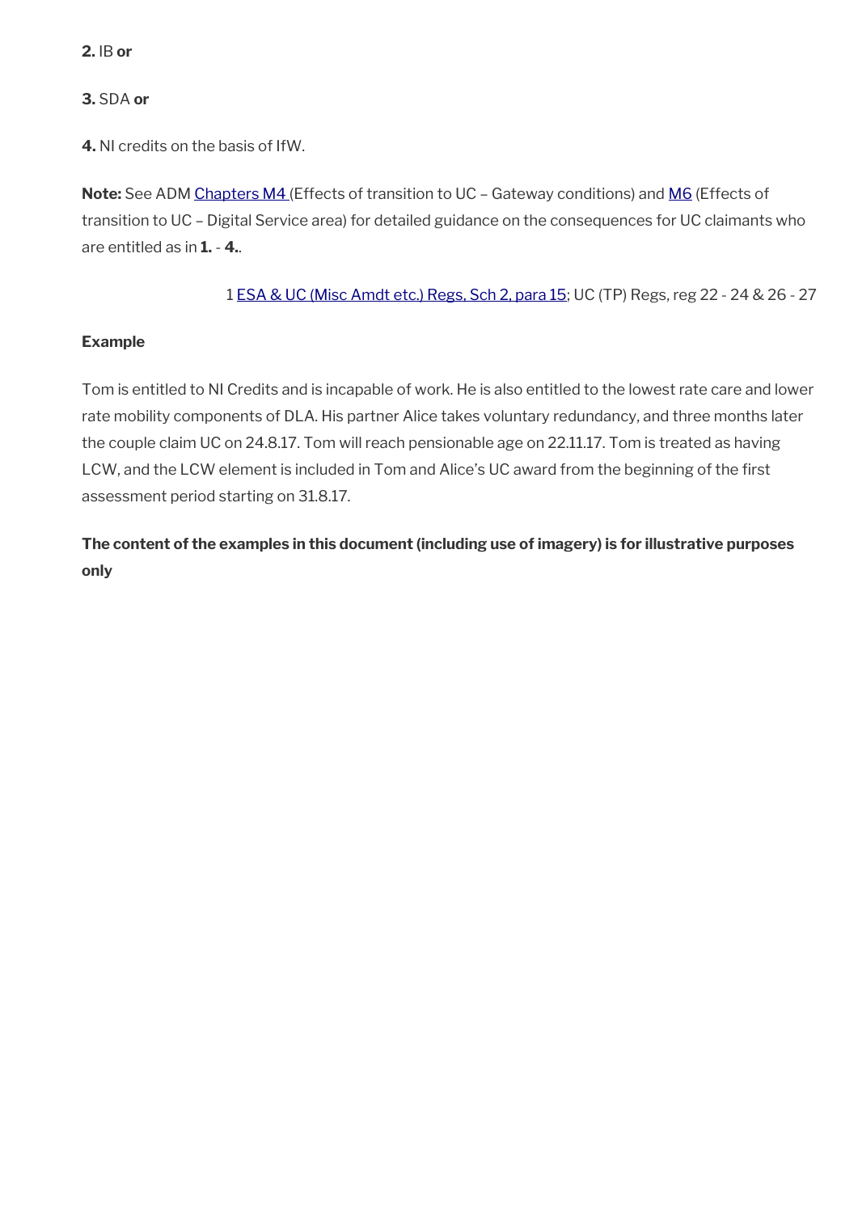**2.** IB **or**

**3.** SDA **or**

**4.** NI credits on the basis of IfW.

**Note:** See ADM Chapters M4 (Effects of transition to UC – Gateway conditions) and M6 (Effects of transition to UC – Digital Service area) for detailed guidance on the consequences for UC claimants who are entitled as in **1.** - **4.**.

1 ESA & UC (Misc Amdt etc.) Regs, Sch 2, para 15; UC (TP) Regs, reg 22 - 24 & 26 - 27

**Example**

Tom is entitled to NI Credits and is incapable of work. He is also entitled to the lowest rate care and lower rate mobility components of DLA. His partner Alice takes voluntary redundancy, and three months later the couple claim UC on 24.8.17. Tom will reach pensionable age on 22.11.17. Tom is treated as having LCW, and the LCW element is included in Tom and Alice's UC award from the beginning of the first assessment period starting on 31.8.17.

**The content of the examples in this document (including use of imagery) is for illustrative purposes only**